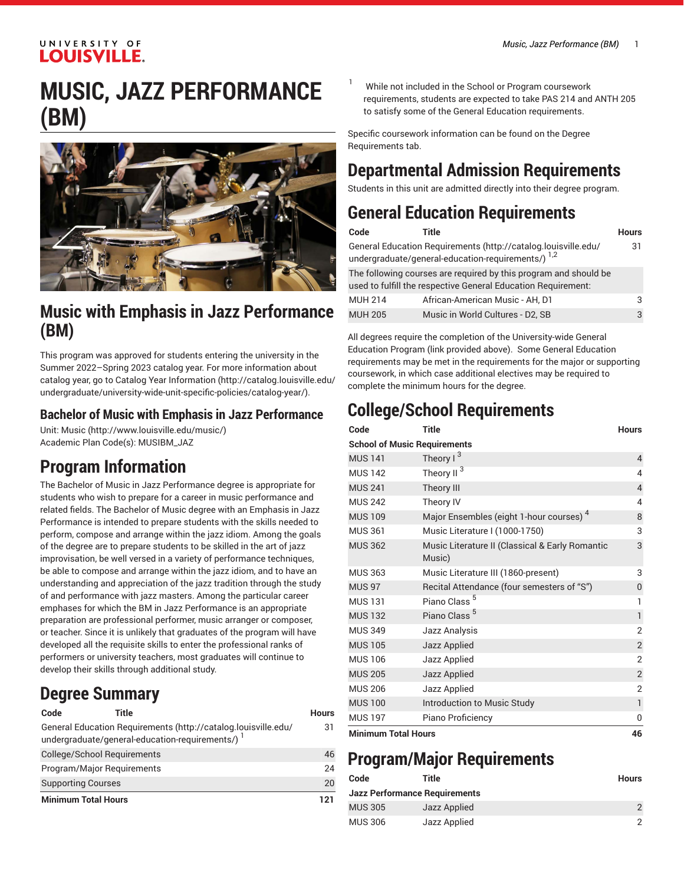# MUSIC, JAZZ PERFORMANCE (BM)

## Music with Emphasis in Jazz Performance (BM)

This program was approved for students entering the university in the Summer 2022–Spring 2023 catalog year. For more information about catalog year, go to Catalog Year Information (http://catalog.louisville.edu/undergraduate/university-wide-unit-specific-policies/catalog-year/).

### Bachelor of Music with Emphasis in Jazz Performance

Unit: Music (http://www.louisville.edu/music/)
Academic Plan Code(s): MUSIBM_JAZ

## Program Information

The Bachelor of Music in Jazz Performance degree is appropriate for students who wish to prepare for a career in music performance and related fields. The Bachelor of Music degree with an Emphasis in Jazz Performance is intended to prepare students with the skills needed to perform, compose and arrange within the jazz idiom. Among the goals of the degree are to prepare students to be skilled in the art of jazz improvisation, be well versed in a variety of performance techniques, be able to compose and arrange within the jazz idiom, and to have an understanding and appreciation of the jazz tradition through the study of and performance with jazz masters. Among the particular career emphases for which the BM in Jazz Performance is an appropriate preparation are professional performer, music arranger or composer, or teacher. Since it is unlikely that graduates of the program will have developed all the requisite skills to enter the professional ranks of performers or university teachers, most graduates will continue to develop their skills through additional study.

## Degree Summary

| Code | Title | Hours |
|---|---|---|
| General Education Requirements (http://catalog.louisville.edu/undergraduate/general-education-requirements/) [1] | | 31 |
| College/School Requirements | | 46 |
| Program/Major Requirements | | 24 |
| Supporting Courses | | 20 |
| **Minimum Total Hours** | | **121** |

1. While not included in the School or Program coursework requirements, students are expected to take PAS 214 and ANTH 205 to satisfy some of the General Education requirements.

Specific coursework information can be found on the Degree Requirements tab.

## Departmental Admission Requirements

Students in this unit are admitted directly into their degree program.

## General Education Requirements

| Code | Title | Hours |
|---|---|---|
| General Education Requirements (http://catalog.louisville.edu/undergraduate/general-education-requirements/) [1,2] | | 31 |
| The following courses are required by this program and should be used to fulfill the respective General Education Requirement: | | |
| MUH 214 | African-American Music - AH, D1 | 3 |
| MUH 205 | Music in World Cultures - D2, SB | 3 |

All degrees require the completion of the University-wide General Education Program (link provided above). Some General Education requirements may be met in the requirements for the major or supporting coursework, in which case additional electives may be required to complete the minimum hours for the degree.

## College/School Requirements

| Code | Title | Hours |
|---|---|---|
| **School of Music Requirements** | | |
| MUS 141 | Theory I [3] | 4 |
| MUS 142 | Theory II [3] | 4 |
| MUS 241 | Theory III | 4 |
| MUS 242 | Theory IV | 4 |
| MUS 109 | Major Ensembles (eight 1-hour courses) [4] | 8 |
| MUS 361 | Music Literature I (1000-1750) | 3 |
| MUS 362 | Music Literature II (Classical & Early Romantic Music) | 3 |
| MUS 363 | Music Literature III (1860-present) | 3 |
| MUS 97 | Recital Attendance (four semesters of "S") | 0 |
| MUS 131 | Piano Class [5] | 1 |
| MUS 132 | Piano Class [5] | 1 |
| MUS 349 | Jazz Analysis | 2 |
| MUS 105 | Jazz Applied | 2 |
| MUS 106 | Jazz Applied | 2 |
| MUS 205 | Jazz Applied | 2 |
| MUS 206 | Jazz Applied | 2 |
| MUS 100 | Introduction to Music Study | 1 |
| MUS 197 | Piano Proficiency | 0 |
| **Minimum Total Hours** | | **46** |

## Program/Major Requirements

| Code | Title | Hours |
|---|---|---|
| **Jazz Performance Requirements** | | |
| MUS 305 | Jazz Applied | 2 |
| MUS 306 | Jazz Applied | 2 |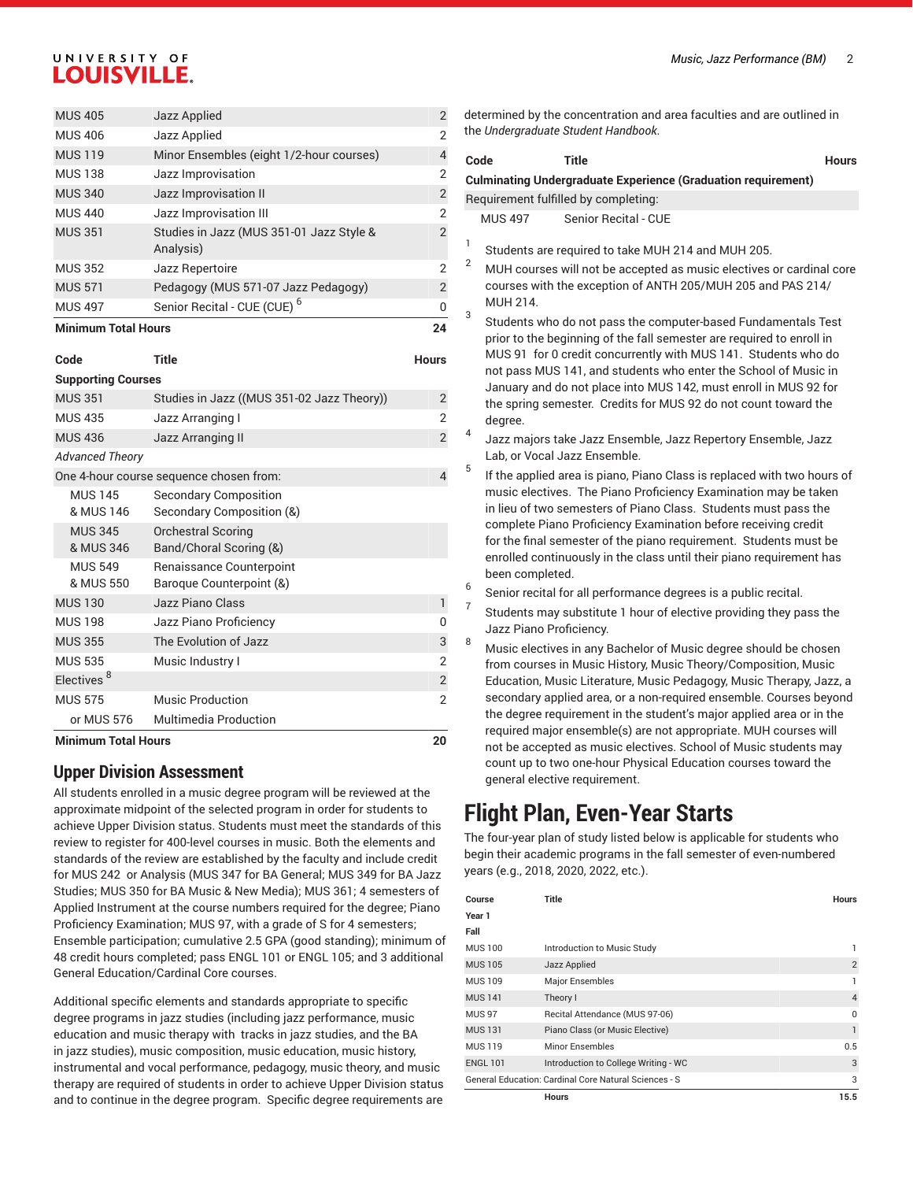| Code | Title | Hours |
|---|---|---|
| MUS 405 | Jazz Applied | 2 |
| MUS 406 | Jazz Applied | 2 |
| MUS 119 | Minor Ensembles (eight 1/2-hour courses) | 4 |
| MUS 138 | Jazz Improvisation | 2 |
| MUS 340 | Jazz Improvisation II | 2 |
| MUS 440 | Jazz Improvisation III | 2 |
| MUS 351 | Studies in Jazz (MUS 351-01 Jazz Style & Analysis) | 2 |
| MUS 352 | Jazz Repertoire | 2 |
| MUS 571 | Pedagogy (MUS 571-07 Jazz Pedagogy) | 2 |
| MUS 497 | Senior Recital - CUE (CUE) [6] | 0 |
| **Minimum Total Hours** | | **24** |

| Code | Title | Hours |
|---|---|---|
| **Supporting Courses** | | |
| MUS 351 | Studies in Jazz ((MUS 351-02 Jazz Theory)) | 2 |
| MUS 435 | Jazz Arranging I | 2 |
| MUS 436 | Jazz Arranging II | 2 |
| *Advanced Theory* | | |
| One 4-hour course sequence chosen from: | | 4 |
| MUS 145 & MUS 146 | Secondary Composition and Secondary Composition (&) | |
| MUS 345 & MUS 346 | Orchestral Scoring and Band/Choral Scoring (&) | |
| MUS 549 & MUS 550 | Renaissance Counterpoint and Baroque Counterpoint (&) | |
| MUS 130 | Jazz Piano Class | 1 |
| MUS 198 | Jazz Piano Proficiency | 0 |
| MUS 355 | The Evolution of Jazz | 3 |
| MUS 535 | Music Industry I | 2 |
| Electives [8] | | 2 |
| MUS 575 | Music Production | 2 |
| or MUS 576 | Multimedia Production | |
| **Minimum Total Hours** | | **20** |

## Upper Division Assessment

All students enrolled in a music degree program will be reviewed at the approximate midpoint of the selected program in order for students to achieve Upper Division status. Students must meet the standards of this review to register for 400-level courses in music. Both the elements and standards of the review are established by the faculty and include credit for MUS 242 or Analysis (MUS 347 for BA General; MUS 349 for BA Jazz Studies; MUS 350 for BA Music & New Media); MUS 361; 4 semesters of Applied Instrument at the course numbers required for the degree; Piano Proficiency Examination; MUS 97, with a grade of S for 4 semesters; Ensemble participation; cumulative 2.5 GPA (good standing); minimum of 48 credit hours completed; pass ENGL 101 or ENGL 105; and 3 additional General Education/Cardinal Core courses.

Additional specific elements and standards appropriate to specific degree programs in jazz studies (including jazz performance, music education and music therapy with tracks in jazz studies, and the BA in jazz studies), music composition, music education, music history, instrumental and vocal performance, pedagogy, music theory, and music therapy are required of students in order to achieve Upper Division status and to continue in the degree program. Specific degree requirements are determined by the concentration and area faculties and are outlined in the *Undergraduate Student Handbook*.

| Code | Title | Hours |
|---|---|---|
| **Culminating Undergraduate Experience (Graduation requirement)** | | |
| Requirement fulfilled by completing: | | |
| MUS 497 | Senior Recital - CUE | |

1. Students are required to take MUH 214 and MUH 205.
2. MUH courses will not be accepted as music electives or cardinal core courses with the exception of ANTH 205/MUH 205 and PAS 214/MUH 214.
3. Students who do not pass the computer-based Fundamentals Test prior to the beginning of the fall semester are required to enroll in MUS 91 for 0 credit concurrently with MUS 141. Students who do not pass MUS 141, and students who enter the School of Music in January and do not place into MUS 142, must enroll in MUS 92 for the spring semester. Credits for MUS 92 do not count toward the degree.
4. Jazz majors take Jazz Ensemble, Jazz Repertory Ensemble, Jazz Lab, or Vocal Jazz Ensemble.
5. If the applied area is piano, Piano Class is replaced with two hours of music electives. The Piano Proficiency Examination may be taken in lieu of two semesters of Piano Class. Students must pass the complete Piano Proficiency Examination before receiving credit for the final semester of the piano requirement. Students must be enrolled continuously in the class until their piano requirement has been completed.
6. Senior recital for all performance degrees is a public recital.
7. Students may substitute 1 hour of elective providing they pass the Jazz Piano Proficiency.
8. Music electives in any Bachelor of Music degree should be chosen from courses in Music History, Music Theory/Composition, Music Education, Music Literature, Music Pedagogy, Music Therapy, Jazz, a secondary applied area, or a non-required ensemble. Courses beyond the degree requirement in the student's major applied area or in the required major ensemble(s) are not appropriate. MUH courses will not be accepted as music electives. School of Music students may count up to two one-hour Physical Education courses toward the general elective requirement.

# Flight Plan, Even-Year Starts

The four-year plan of study listed below is applicable for students who begin their academic programs in the fall semester of even-numbered years (e.g., 2018, 2020, 2022, etc.).

| Course | Title | Hours |
|---|---|---|
| **Year 1** | | |
| **Fall** | | |
| MUS 100 | Introduction to Music Study | 1 |
| MUS 105 | Jazz Applied | 2 |
| MUS 109 | Major Ensembles | 1 |
| MUS 141 | Theory I | 4 |
| MUS 97 | Recital Attendance (MUS 97-06) | 0 |
| MUS 131 | Piano Class (or Music Elective) | 1 |
| MUS 119 | Minor Ensembles | 0.5 |
| ENGL 101 | Introduction to College Writing - WC | 3 |
| General Education: Cardinal Core Natural Sciences - S | | 3 |
| | **Hours** | **15.5** |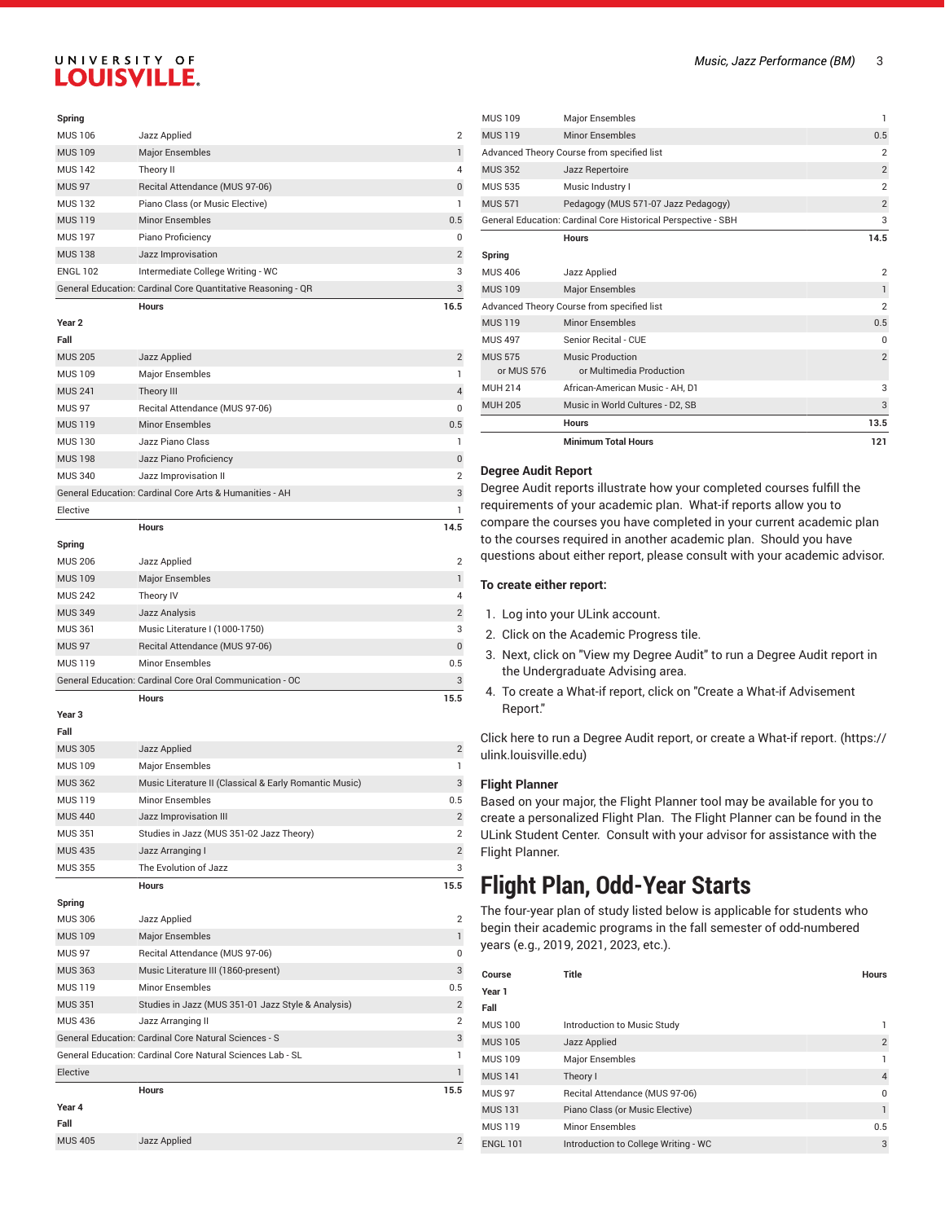| | | |
|---|---|---|
| **Spring** | | |
| MUS 106 | Jazz Applied | 2 |
| MUS 109 | Major Ensembles | 1 |
| MUS 142 | Theory II | 4 |
| MUS 97 | Recital Attendance (MUS 97-06) | 0 |
| MUS 132 | Piano Class (or Music Elective) | 1 |
| MUS 119 | Minor Ensembles | 0.5 |
| MUS 197 | Piano Proficiency | 0 |
| MUS 138 | Jazz Improvisation | 2 |
| ENGL 102 | Intermediate College Writing - WC | 3 |
| General Education: Cardinal Core Quantitative Reasoning - QR | | 3 |
| | **Hours** | **16.5** |
| **Year 2** | | |
| **Fall** | | |
| MUS 205 | Jazz Applied | 2 |
| MUS 109 | Major Ensembles | 1 |
| MUS 241 | Theory III | 4 |
| MUS 97 | Recital Attendance (MUS 97-06) | 0 |
| MUS 119 | Minor Ensembles | 0.5 |
| MUS 130 | Jazz Piano Class | 1 |
| MUS 198 | Jazz Piano Proficiency | 0 |
| MUS 340 | Jazz Improvisation II | 2 |
| General Education: Cardinal Core Arts & Humanities - AH | | 3 |
| Elective | | 1 |
| | **Hours** | **14.5** |
| **Spring** | | |
| MUS 206 | Jazz Applied | 2 |
| MUS 109 | Major Ensembles | 1 |
| MUS 242 | Theory IV | 4 |
| MUS 349 | Jazz Analysis | 2 |
| MUS 361 | Music Literature I (1000-1750) | 3 |
| MUS 97 | Recital Attendance (MUS 97-06) | 0 |
| MUS 119 | Minor Ensembles | 0.5 |
| General Education: Cardinal Core Oral Communication - OC | | 3 |
| | **Hours** | **15.5** |
| **Year 3** | | |
| **Fall** | | |
| MUS 305 | Jazz Applied | 2 |
| MUS 109 | Major Ensembles | 1 |
| MUS 362 | Music Literature II (Classical & Early Romantic Music) | 3 |
| MUS 119 | Minor Ensembles | 0.5 |
| MUS 440 | Jazz Improvisation III | 2 |
| MUS 351 | Studies in Jazz (MUS 351-02 Jazz Theory) | 2 |
| MUS 435 | Jazz Arranging I | 2 |
| MUS 355 | The Evolution of Jazz | 3 |
| | **Hours** | **15.5** |
| **Spring** | | |
| MUS 306 | Jazz Applied | 2 |
| MUS 109 | Major Ensembles | 1 |
| MUS 97 | Recital Attendance (MUS 97-06) | 0 |
| MUS 363 | Music Literature III (1860-present) | 3 |
| MUS 119 | Minor Ensembles | 0.5 |
| MUS 351 | Studies in Jazz (MUS 351-01 Jazz Style & Analysis) | 2 |
| MUS 436 | Jazz Arranging II | 2 |
| General Education: Cardinal Core Natural Sciences - S | | 3 |
| General Education: Cardinal Core Natural Sciences Lab - SL | | 1 |
| Elective | | 1 |
| | **Hours** | **15.5** |
| **Year 4** | | |
| **Fall** | | |
| MUS 405 | Jazz Applied | 2 |
| MUS 109 | Major Ensembles | 1 |
| MUS 119 | Minor Ensembles | 0.5 |
| Advanced Theory Course from specified list | | 2 |
| MUS 352 | Jazz Repertoire | 2 |
| MUS 535 | Music Industry I | 2 |
| MUS 571 | Pedagogy (MUS 571-07 Jazz Pedagogy) | 2 |
| General Education: Cardinal Core Historical Perspective - SBH | | 3 |
| | **Hours** | **14.5** |
| **Spring** | | |
| MUS 406 | Jazz Applied | 2 |
| MUS 109 | Major Ensembles | 1 |
| Advanced Theory Course from specified list | | 2 |
| MUS 119 | Minor Ensembles | 0.5 |
| MUS 497 | Senior Recital - CUE | 0 |
| MUS 575 or MUS 576 | Music Production or Multimedia Production | 2 |
| MUH 214 | African-American Music - AH, D1 | 3 |
| MUH 205 | Music in World Cultures - D2, SB | 3 |
| | **Hours** | **13.5** |
| | **Minimum Total Hours** | **121** |

### Degree Audit Report

Degree Audit reports illustrate how your completed courses fulfill the requirements of your academic plan. What-if reports allow you to compare the courses you have completed in your current academic plan to the courses required in another academic plan. Should you have questions about either report, please consult with your academic advisor.

**To create either report:**

1. Log into your ULink account.
2. Click on the Academic Progress tile.
3. Next, click on "View my Degree Audit" to run a Degree Audit report in the Undergraduate Advising area.
4. To create a What-if report, click on "Create a What-if Advisement Report."

Click here to run a Degree Audit report, or create a What-if report. (https://ulink.louisville.edu)

### Flight Planner

Based on your major, the Flight Planner tool may be available for you to create a personalized Flight Plan. The Flight Planner can be found in the ULink Student Center. Consult with your advisor for assistance with the Flight Planner.

# Flight Plan, Odd-Year Starts

The four-year plan of study listed below is applicable for students who begin their academic programs in the fall semester of odd-numbered years (e.g., 2019, 2021, 2023, etc.).

| Course | Title | Hours |
|---|---|---|
| **Year 1** | | |
| **Fall** | | |
| MUS 100 | Introduction to Music Study | 1 |
| MUS 105 | Jazz Applied | 2 |
| MUS 109 | Major Ensembles | 1 |
| MUS 141 | Theory I | 4 |
| MUS 97 | Recital Attendance (MUS 97-06) | 0 |
| MUS 131 | Piano Class (or Music Elective) | 1 |
| MUS 119 | Minor Ensembles | 0.5 |
| ENGL 101 | Introduction to College Writing - WC | 3 |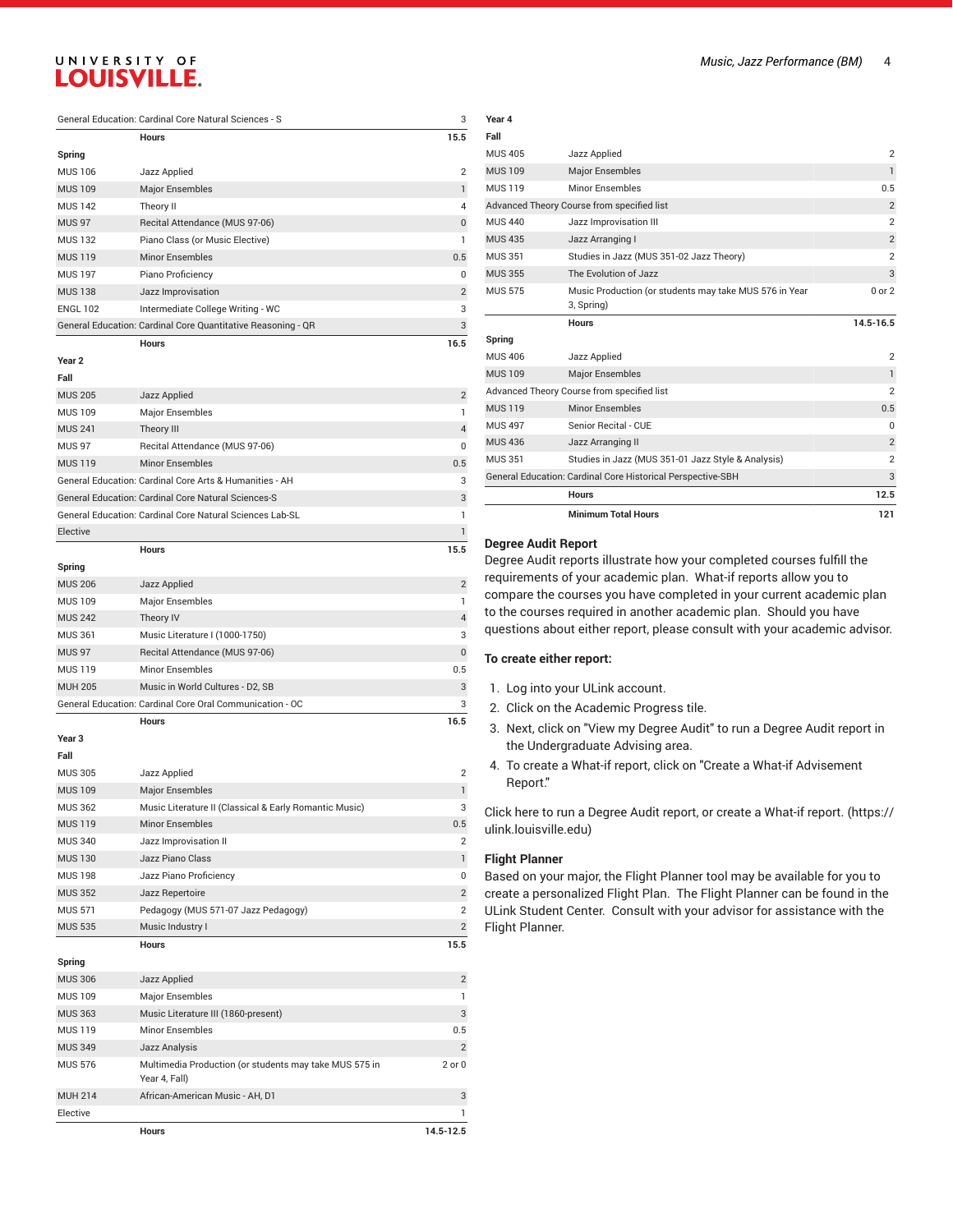| | | |
|---|---|---|
| General Education: Cardinal Core Natural Sciences - S | | 3 |
| | **Hours** | **15.5** |
| **Spring** | | |
| MUS 106 | Jazz Applied | 2 |
| MUS 109 | Major Ensembles | 1 |
| MUS 142 | Theory II | 4 |
| MUS 97 | Recital Attendance (MUS 97-06) | 0 |
| MUS 132 | Piano Class (or Music Elective) | 1 |
| MUS 119 | Minor Ensembles | 0.5 |
| MUS 197 | Piano Proficiency | 0 |
| MUS 138 | Jazz Improvisation | 2 |
| ENGL 102 | Intermediate College Writing - WC | 3 |
| General Education: Cardinal Core Quantitative Reasoning - QR | | 3 |
| | **Hours** | **16.5** |
| **Year 2** | | |
| **Fall** | | |
| MUS 205 | Jazz Applied | 2 |
| MUS 109 | Major Ensembles | 1 |
| MUS 241 | Theory III | 4 |
| MUS 97 | Recital Attendance (MUS 97-06) | 0 |
| MUS 119 | Minor Ensembles | 0.5 |
| General Education: Cardinal Core Arts & Humanities - AH | | 3 |
| General Education: Cardinal Core Natural Sciences-S | | 3 |
| General Education: Cardinal Core Natural Sciences Lab-SL | | 1 |
| Elective | | 1 |
| | **Hours** | **15.5** |
| **Spring** | | |
| MUS 206 | Jazz Applied | 2 |
| MUS 109 | Major Ensembles | 1 |
| MUS 242 | Theory IV | 4 |
| MUS 361 | Music Literature I (1000-1750) | 3 |
| MUS 97 | Recital Attendance (MUS 97-06) | 0 |
| MUS 119 | Minor Ensembles | 0.5 |
| MUH 205 | Music in World Cultures - D2, SB | 3 |
| General Education: Cardinal Core Oral Communication - OC | | 3 |
| | **Hours** | **16.5** |
| **Year 3** | | |
| **Fall** | | |
| MUS 305 | Jazz Applied | 2 |
| MUS 109 | Major Ensembles | 1 |
| MUS 362 | Music Literature II (Classical & Early Romantic Music) | 3 |
| MUS 119 | Minor Ensembles | 0.5 |
| MUS 340 | Jazz Improvisation II | 2 |
| MUS 130 | Jazz Piano Class | 1 |
| MUS 198 | Jazz Piano Proficiency | 0 |
| MUS 352 | Jazz Repertoire | 2 |
| MUS 571 | Pedagogy (MUS 571-07 Jazz Pedagogy) | 2 |
| MUS 535 | Music Industry I | 2 |
| | **Hours** | **15.5** |
| **Spring** | | |
| MUS 306 | Jazz Applied | 2 |
| MUS 109 | Major Ensembles | 1 |
| MUS 363 | Music Literature III (1860-present) | 3 |
| MUS 119 | Minor Ensembles | 0.5 |
| MUS 349 | Jazz Analysis | 2 |
| MUS 576 | Multimedia Production (or students may take MUS 575 in Year 4, Fall) | 2 or 0 |
| MUH 214 | African-American Music - AH, D1 | 3 |
| Elective | | 1 |
| | **Hours** | **14.5-12.5** |
| **Year 4** | | |
| **Fall** | | |
| MUS 405 | Jazz Applied | 2 |
| MUS 109 | Major Ensembles | 1 |
| MUS 119 | Minor Ensembles | 0.5 |
| Advanced Theory Course from specified list | | 2 |
| MUS 440 | Jazz Improvisation III | 2 |
| MUS 435 | Jazz Arranging I | 2 |
| MUS 351 | Studies in Jazz (MUS 351-02 Jazz Theory) | 2 |
| MUS 355 | The Evolution of Jazz | 3 |
| MUS 575 | Music Production (or students may take MUS 576 in Year 3, Spring) | 0 or 2 |
| | **Hours** | **14.5-16.5** |
| **Spring** | | |
| MUS 406 | Jazz Applied | 2 |
| MUS 109 | Major Ensembles | 1 |
| Advanced Theory Course from specified list | | 2 |
| MUS 119 | Minor Ensembles | 0.5 |
| MUS 497 | Senior Recital - CUE | 0 |
| MUS 436 | Jazz Arranging II | 2 |
| MUS 351 | Studies in Jazz (MUS 351-01 Jazz Style & Analysis) | 2 |
| General Education: Cardinal Core Historical Perspective-SBH | | 3 |
| | **Hours** | **12.5** |
| | **Minimum Total Hours** | **121** |

## Degree Audit Report

Degree Audit reports illustrate how your completed courses fulfill the requirements of your academic plan. What-if reports allow you to compare the courses you have completed in your current academic plan to the courses required in another academic plan. Should you have questions about either report, please consult with your academic advisor.

**To create either report:**

1. Log into your ULink account.
2. Click on the Academic Progress tile.
3. Next, click on "View my Degree Audit" to run a Degree Audit report in the Undergraduate Advising area.
4. To create a What-if report, click on "Create a What-if Advisement Report."

Click here to run a Degree Audit report, or create a What-if report. (https://ulink.louisville.edu)

## Flight Planner

Based on your major, the Flight Planner tool may be available for you to create a personalized Flight Plan. The Flight Planner can be found in the ULink Student Center. Consult with your advisor for assistance with the Flight Planner.